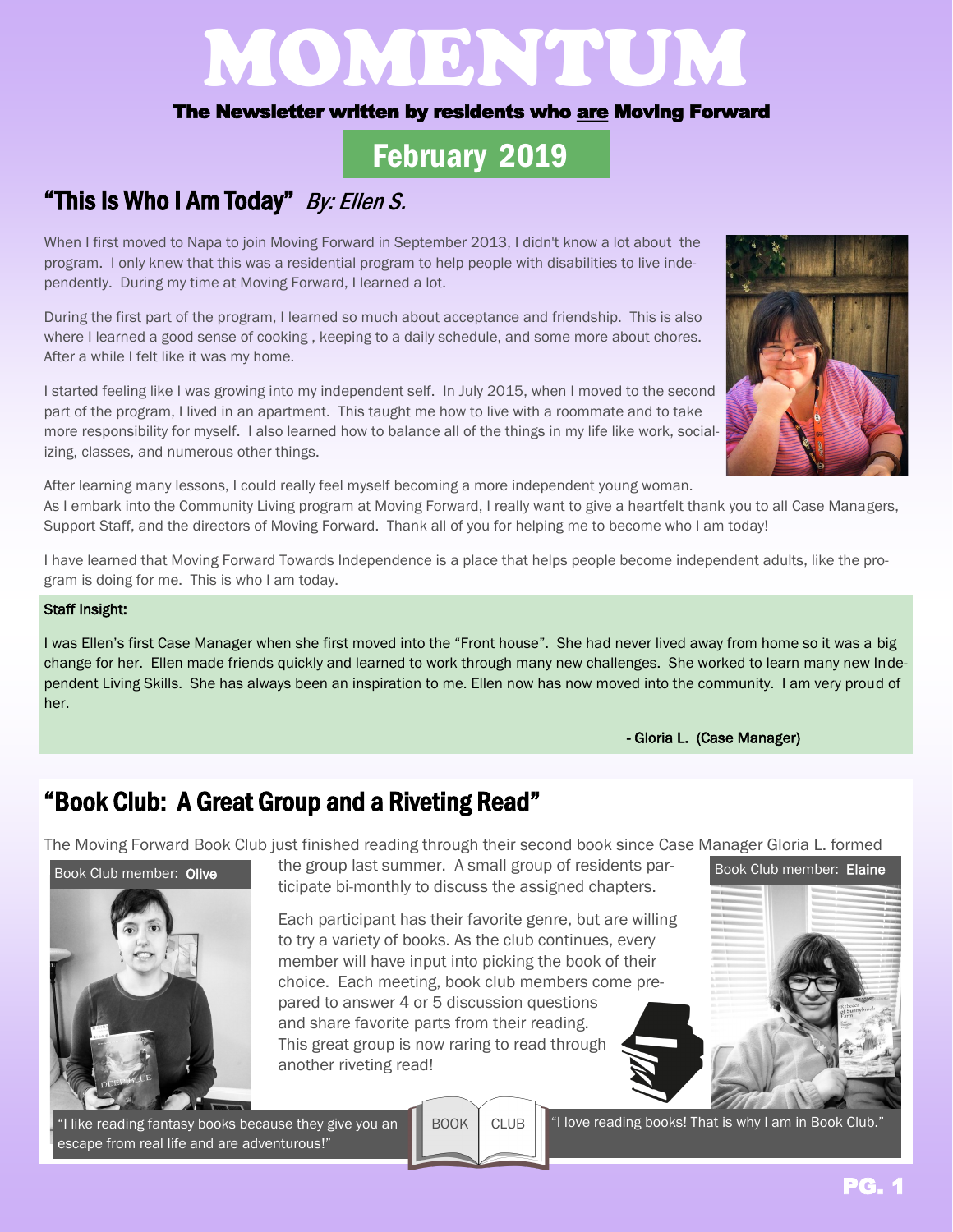# MOMENTUM

**The Newsletter written by residents who are Moving Forward**

**February 2019**

## "This Is Who I Am Today" *By: Ellen S.*

When I first moved to Napa to join Moving Forward in September 2013, I didn't know a lot about the program. I only knew that this was a residential program to help people with disabilities to live independently. During my time at Moving Forward, I learned a lot.

During the first part of the program, I learned so much about acceptance and friendship. This is also where I learned a good sense of cooking , keeping to a daily schedule, and some more about chores. After a while I felt like it was my home.

I started feeling like I was growing into my independent self. In July 2015, when I moved to the second part of the program, I lived in an apartment. This taught me how to live with a roommate and to take more responsibility for myself. I also learned how to balance all of the things in my life like work, socializing, classes, and numerous other things.

After learning many lessons, I could really feel myself becoming a more independent young woman. As I embark into the Community Living program at Moving Forward, I really want to give a heartfelt thank you to all Case Managers, Support Staff, and the directors of Moving Forward. Thank all of you for helping me to become who I am today!

I have learned that Moving Forward Towards Independence is a place that helps people become independent adults, like the program is doing for me. This is who I am today.

**Staff Insight:**

I was Ellen's first Case Manager when she first moved into the "Front house". She had never lived away from home so it was a big change for her. Ellen made friends quickly and learned to work through many new challenges. She worked to learn many new Independent Living Skills. She has always been an inspiration to me. Ellen now has now moved into the community. I am very proud of her.

- Gloria L. (Case Manager)

## "Book Club: A Great Group and a Riveting Read"

The Moving Forward Book Club just finished reading through their second book since Case Manager Gloria L. formed the group last summer. A small group of residents participate bi-monthly to discuss the assigned chapters.

Each participant has their favorite genre, but are willing to try a variety of books. As the club continues, every member will have input into picking the book of their choice. Each meeting, book club members come prepared to answer 4 or 5 discussion questions and share favorite parts from their reading. This great group is now raring to read through another riveting read!

Book Club member: **Olive**

"I like reading fantasy books because they give you an escape from real life and are adventurous!"

Book Club member: **Elaine**

"I love reading books! That is why I am in Book Club."

BOOK CLUB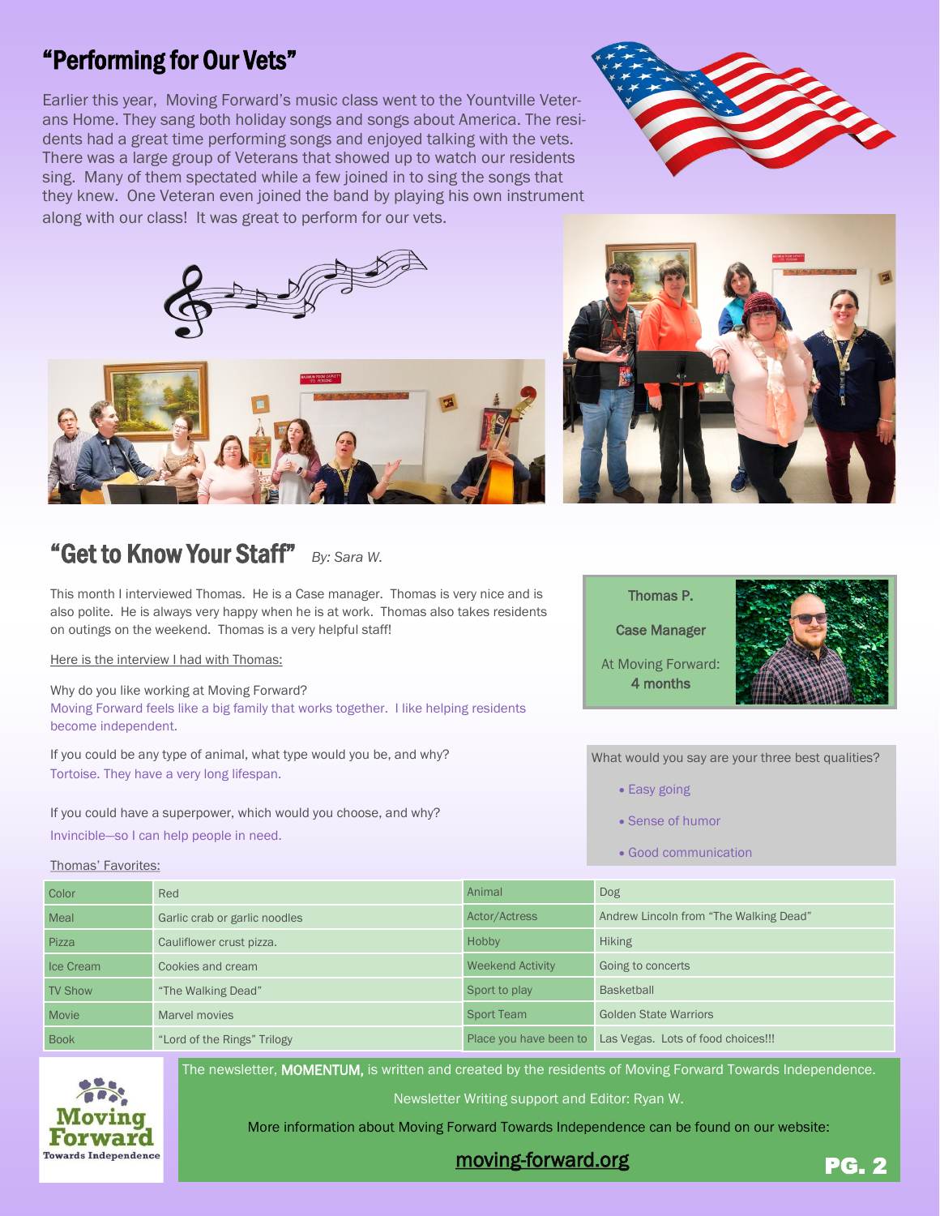## "Performing for Our Vets"

Earlier this year, Moving Forward's music class went to the Yountville Veterans Home. They sang both holiday songs and songs about America. The residents had a great time performing songs and enjoyed talking with the vets. There was a large group of Veterans that showed up to watch our residents sing. Many of them spectated while a few joined in to sing the songs that they knew. One Veteran even joined the band by playing his own instrument along with our class! It was great to perform for our vets.

## "Get to Know Your Staff" *By: Sara W.*

This month I interviewed Thomas. He is a Case manager. Thomas is very nice and is also polite. He is always very happy when he is at work. Thomas also takes residents on outings on the weekend. Thomas is a very helpful staff!

Here is the interview I had with Thomas:

Why do you like working at Moving Forward?
Moving Forward feels like a big family that works together. I like helping residents become independent.

If you could be any type of animal, what type would you be, and why?
Tortoise. They have a very long lifespan.

If you could have a superpower, which would you choose, and why?
Invincible—so I can help people in need.

**Thomas P.**

**Case Manager**

At Moving Forward: **4 months**

What would you say are your three best qualities?

- Easy going
- Sense of humor
- Good communication

Thomas' Favorites:

| | | | |
|---|---|---|---|
| Color | Red | Animal | Dog |
| Meal | Garlic crab or garlic noodles | Actor/Actress | Andrew Lincoln from "The Walking Dead" |
| Pizza | Cauliflower crust pizza. | Hobby | Hiking |
| Ice Cream | Cookies and cream | Weekend Activity | Going to concerts |
| TV Show | "The Walking Dead" | Sport to play | Basketball |
| Movie | Marvel movies | Sport Team | Golden State Warriors |
| Book | "Lord of the Rings" Trilogy | Place you have been to | Las Vegas. Lots of food choices!!! |

The newsletter, **MOMENTUM,** is written and created by the residents of Moving Forward Towards Independence.

Newsletter Writing support and Editor: Ryan W.

More information about Moving Forward Towards Independence can be found on our website:

moving-forward.org